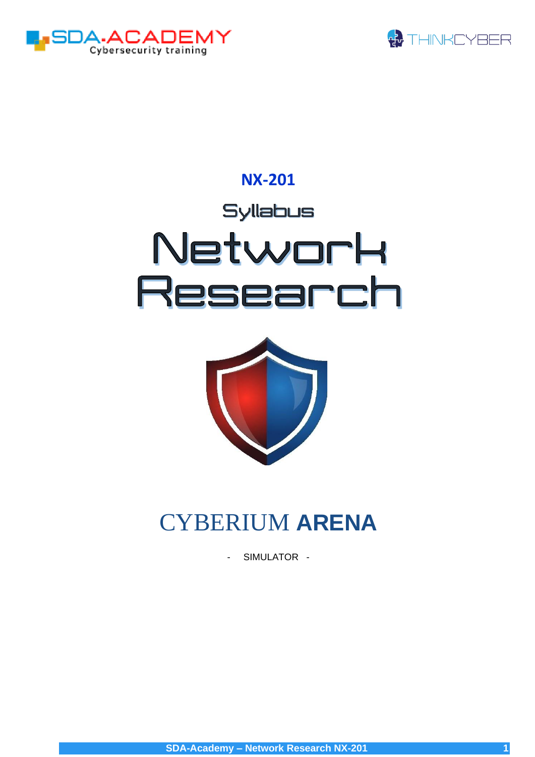SDA.ACADEMY Cybersecurity training

THINKCYBER

# NX-201

## Syllabus

# Network Research

# CYBERIUM **ARENA**

- SIMULATOR -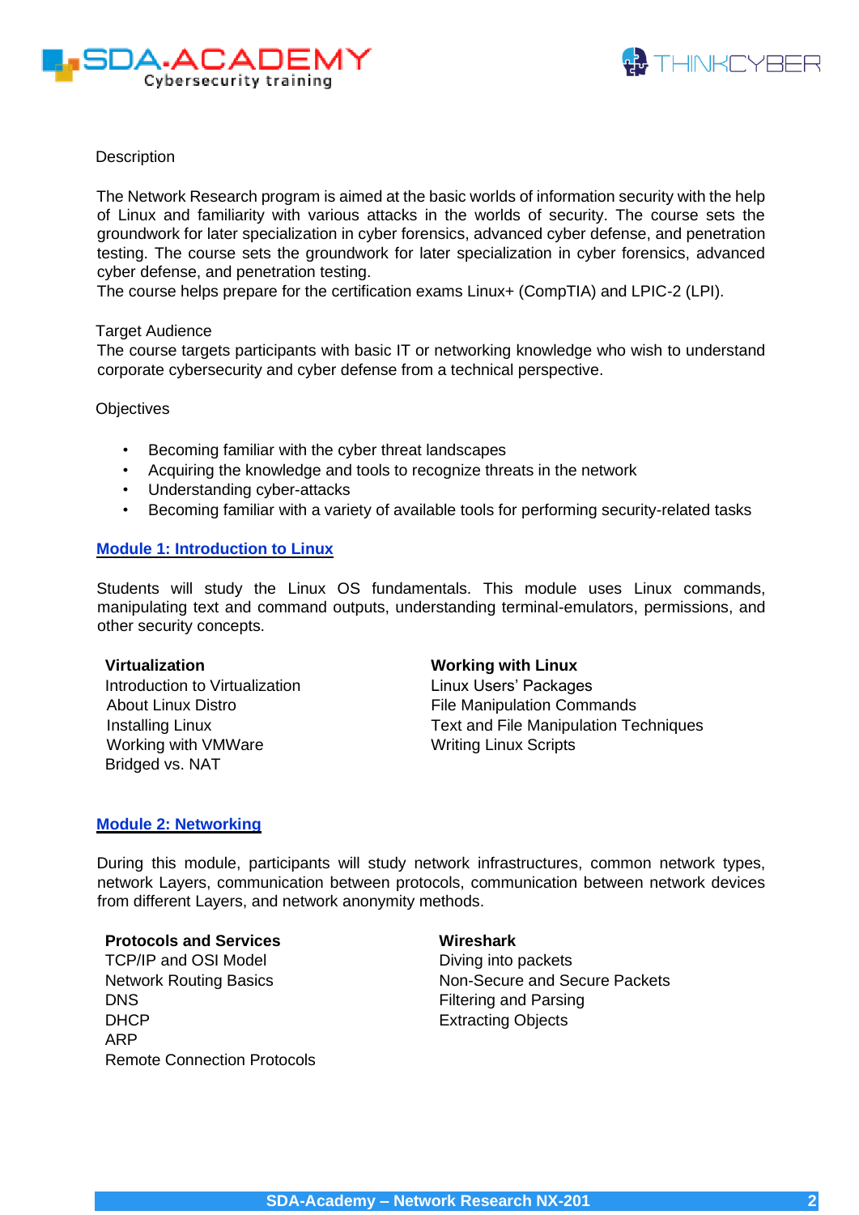Description

The Network Research program is aimed at the basic worlds of information security with the help of Linux and familiarity with various attacks in the worlds of security. The course sets the groundwork for later specialization in cyber forensics, advanced cyber defense, and penetration testing. The course sets the groundwork for later specialization in cyber forensics, advanced cyber defense, and penetration testing.
The course helps prepare for the certification exams Linux+ (CompTIA) and LPIC-2 (LPI).

Target Audience
The course targets participants with basic IT or networking knowledge who wish to understand corporate cybersecurity and cyber defense from a technical perspective.

Objectives

- Becoming familiar with the cyber threat landscapes
- Acquiring the knowledge and tools to recognize threats in the network
- Understanding cyber-attacks
- Becoming familiar with a variety of available tools for performing security-related tasks

## Module 1: Introduction to Linux

Students will study the Linux OS fundamentals. This module uses Linux commands, manipulating text and command outputs, understanding terminal-emulators, permissions, and other security concepts.

**Virtualization**
Introduction to Virtualization
About Linux Distro
Installing Linux
Working with VMWare
Bridged vs. NAT

**Working with Linux**
Linux Users' Packages
File Manipulation Commands
Text and File Manipulation Techniques
Writing Linux Scripts

## Module 2: Networking

During this module, participants will study network infrastructures, common network types, network Layers, communication between protocols, communication between network devices from different Layers, and network anonymity methods.

**Protocols and Services**
TCP/IP and OSI Model
Network Routing Basics
DNS
DHCP
ARP
Remote Connection Protocols

**Wireshark**
Diving into packets
Non-Secure and Secure Packets
Filtering and Parsing
Extracting Objects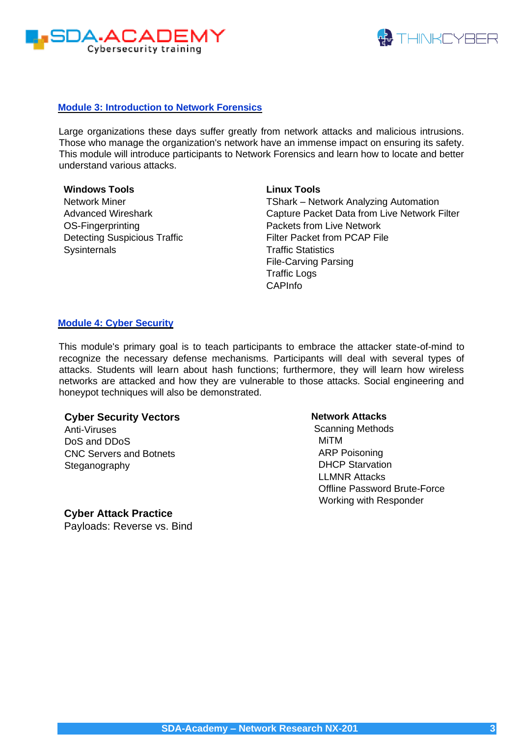## Module 3: Introduction to Network Forensics

Large organizations these days suffer greatly from network attacks and malicious intrusions. Those who manage the organization's network have an immense impact on ensuring its safety. This module will introduce participants to Network Forensics and learn how to locate and better understand various attacks.

**Windows Tools**

- Network Miner
- Advanced Wireshark
- OS-Fingerprinting
- Detecting Suspicious Traffic
- Sysinternals

**Linux Tools**

- TShark – Network Analyzing Automation
- Capture Packet Data from Live Network Filter
- Packets from Live Network
- Filter Packet from PCAP File
- Traffic Statistics
- File-Carving Parsing
- Traffic Logs
- CAPInfo

## Module 4: Cyber Security

This module's primary goal is to teach participants to embrace the attacker state-of-mind to recognize the necessary defense mechanisms. Participants will deal with several types of attacks. Students will learn about hash functions; furthermore, they will learn how wireless networks are attacked and how they are vulnerable to those attacks. Social engineering and honeypot techniques will also be demonstrated.

**Cyber Security Vectors**

- Anti-Viruses
- DoS and DDoS
- CNC Servers and Botnets
- Steganography

**Cyber Attack Practice**

- Payloads: Reverse vs. Bind

**Network Attacks**

- Scanning Methods
  - MiTM
  - ARP Poisoning
  - DHCP Starvation
  - LLMNR Attacks
  - Offline Password Brute-Force
  - Working with Responder